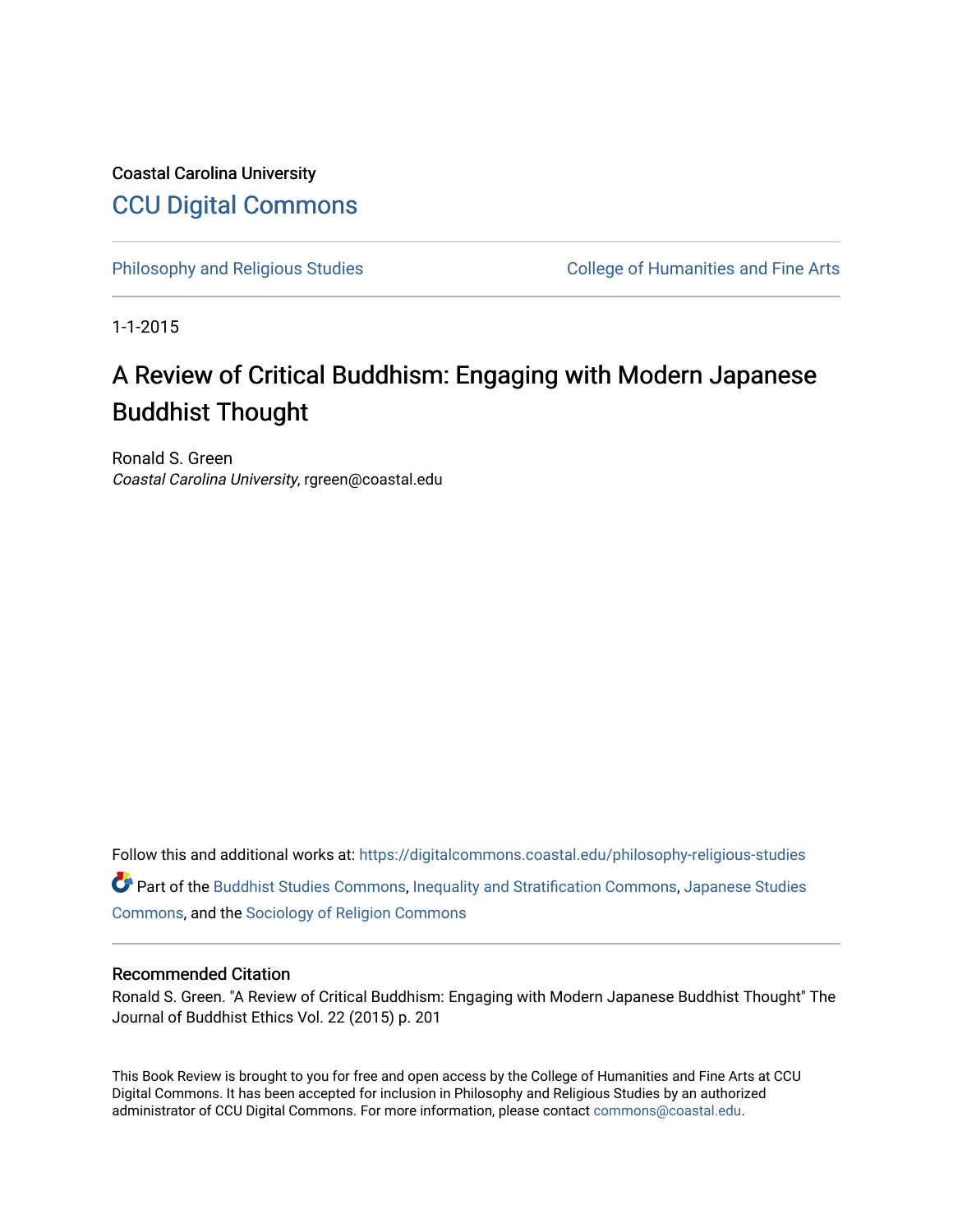Coastal Carolina University

CCU Digital Commons

Philosophy and Religious Studies

College of Humanities and Fine Arts

1-1-2015

# A Review of Critical Buddhism: Engaging with Modern Japanese Buddhist Thought

Ronald S. Green
*Coastal Carolina University*, rgreen@coastal.edu

Follow this and additional works at: https://digitalcommons.coastal.edu/philosophy-religious-studies

Part of the Buddhist Studies Commons, Inequality and Stratification Commons, Japanese Studies Commons, and the Sociology of Religion Commons

## Recommended Citation

Ronald S. Green. "A Review of Critical Buddhism: Engaging with Modern Japanese Buddhist Thought" The Journal of Buddhist Ethics Vol. 22 (2015) p. 201

This Book Review is brought to you for free and open access by the College of Humanities and Fine Arts at CCU Digital Commons. It has been accepted for inclusion in Philosophy and Religious Studies by an authorized administrator of CCU Digital Commons. For more information, please contact commons@coastal.edu.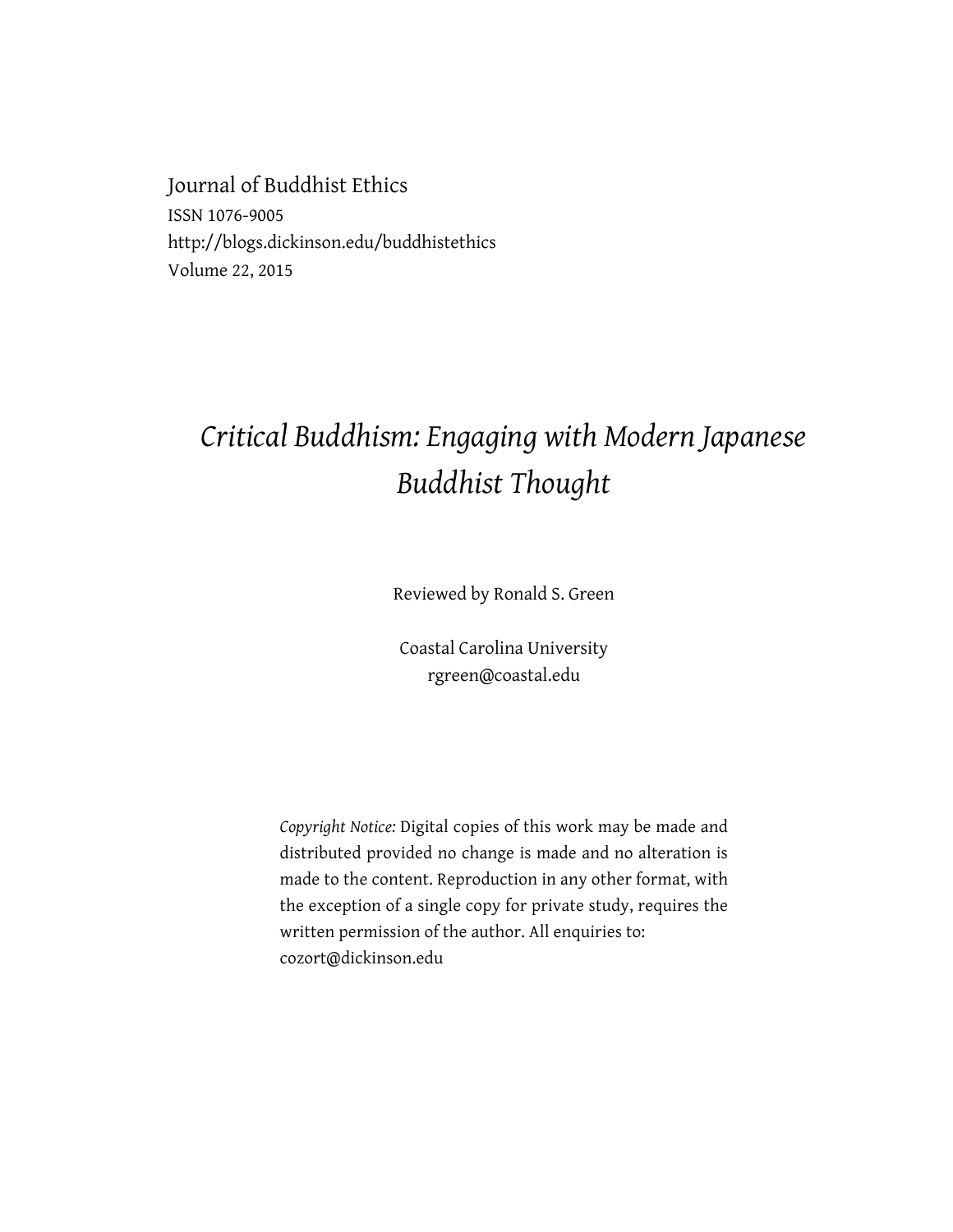Journal of Buddhist Ethics
ISSN 1076-9005
http://blogs.dickinson.edu/buddhistethics
Volume 22, 2015

# *Critical Buddhism: Engaging with Modern Japanese Buddhist Thought*

Reviewed by Ronald S. Green

Coastal Carolina University
rgreen@coastal.edu

*Copyright Notice:* Digital copies of this work may be made and distributed provided no change is made and no alteration is made to the content. Reproduction in any other format, with the exception of a single copy for private study, requires the written permission of the author. All enquiries to: cozort@dickinson.edu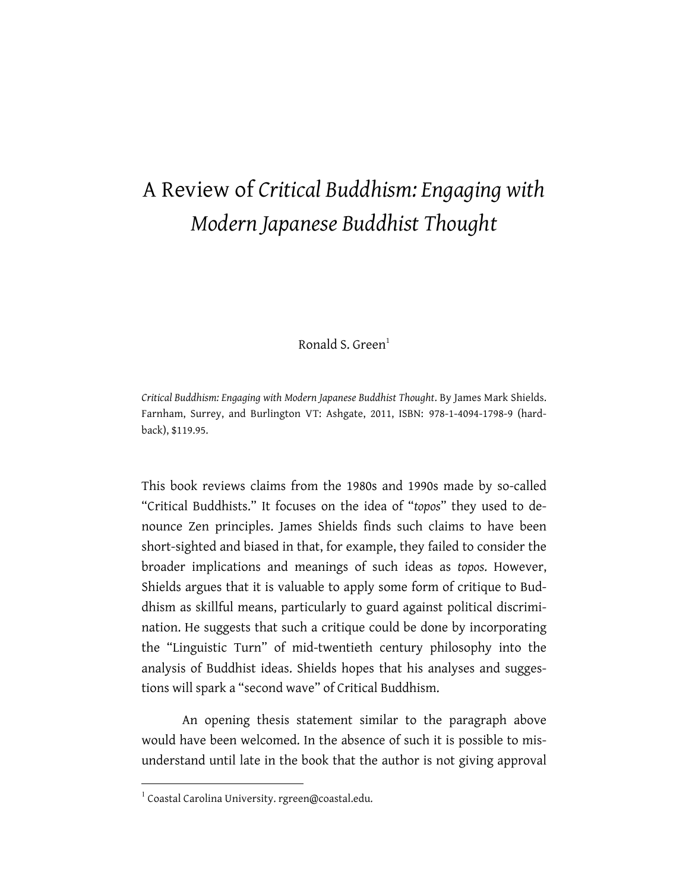# A Review of *Critical Buddhism: Engaging with Modern Japanese Buddhist Thought*

Ronald S. Green[1]

*Critical Buddhism: Engaging with Modern Japanese Buddhist Thought*. By James Mark Shields. Farnham, Surrey, and Burlington VT: Ashgate, 2011, ISBN: 978-1-4094-1798-9 (hardback), $119.95.

This book reviews claims from the 1980s and 1990s made by so-called "Critical Buddhists." It focuses on the idea of "*topos*" they used to denounce Zen principles. James Shields finds such claims to have been short-sighted and biased in that, for example, they failed to consider the broader implications and meanings of such ideas as *topos*. However, Shields argues that it is valuable to apply some form of critique to Buddhism as skillful means, particularly to guard against political discrimination. He suggests that such a critique could be done by incorporating the "Linguistic Turn" of mid-twentieth century philosophy into the analysis of Buddhist ideas. Shields hopes that his analyses and suggestions will spark a "second wave" of Critical Buddhism.

An opening thesis statement similar to the paragraph above would have been welcomed. In the absence of such it is possible to misunderstand until late in the book that the author is not giving approval

[1] Coastal Carolina University. rgreen@coastal.edu.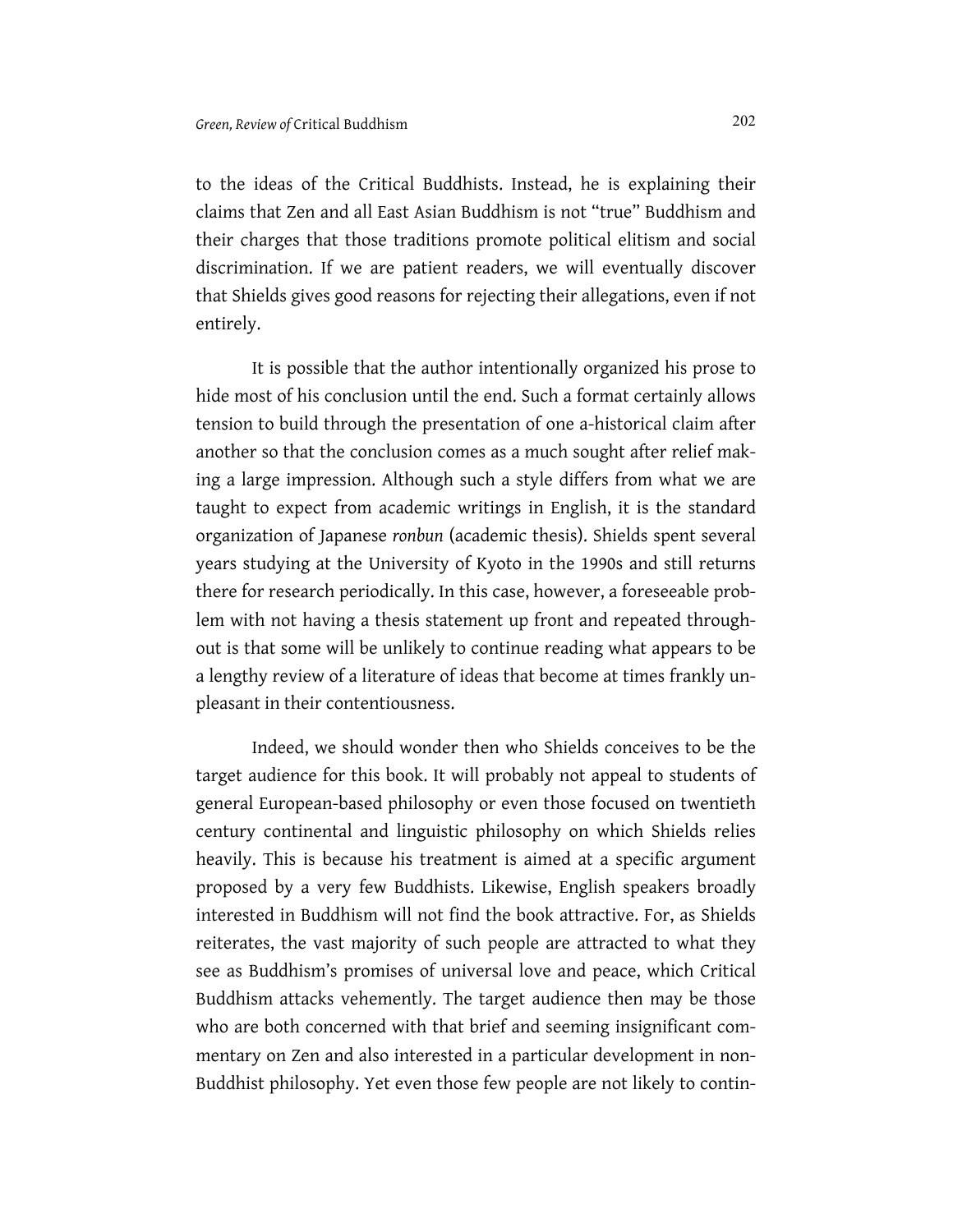to the ideas of the Critical Buddhists. Instead, he is explaining their claims that Zen and all East Asian Buddhism is not "true" Buddhism and their charges that those traditions promote political elitism and social discrimination. If we are patient readers, we will eventually discover that Shields gives good reasons for rejecting their allegations, even if not entirely.

It is possible that the author intentionally organized his prose to hide most of his conclusion until the end. Such a format certainly allows tension to build through the presentation of one a-historical claim after another so that the conclusion comes as a much sought after relief making a large impression. Although such a style differs from what we are taught to expect from academic writings in English, it is the standard organization of Japanese *ronbun* (academic thesis). Shields spent several years studying at the University of Kyoto in the 1990s and still returns there for research periodically. In this case, however, a foreseeable problem with not having a thesis statement up front and repeated throughout is that some will be unlikely to continue reading what appears to be a lengthy review of a literature of ideas that become at times frankly unpleasant in their contentiousness.

Indeed, we should wonder then who Shields conceives to be the target audience for this book. It will probably not appeal to students of general European-based philosophy or even those focused on twentieth century continental and linguistic philosophy on which Shields relies heavily. This is because his treatment is aimed at a specific argument proposed by a very few Buddhists. Likewise, English speakers broadly interested in Buddhism will not find the book attractive. For, as Shields reiterates, the vast majority of such people are attracted to what they see as Buddhism's promises of universal love and peace, which Critical Buddhism attacks vehemently. The target audience then may be those who are both concerned with that brief and seeming insignificant commentary on Zen and also interested in a particular development in non-Buddhist philosophy. Yet even those few people are not likely to contin-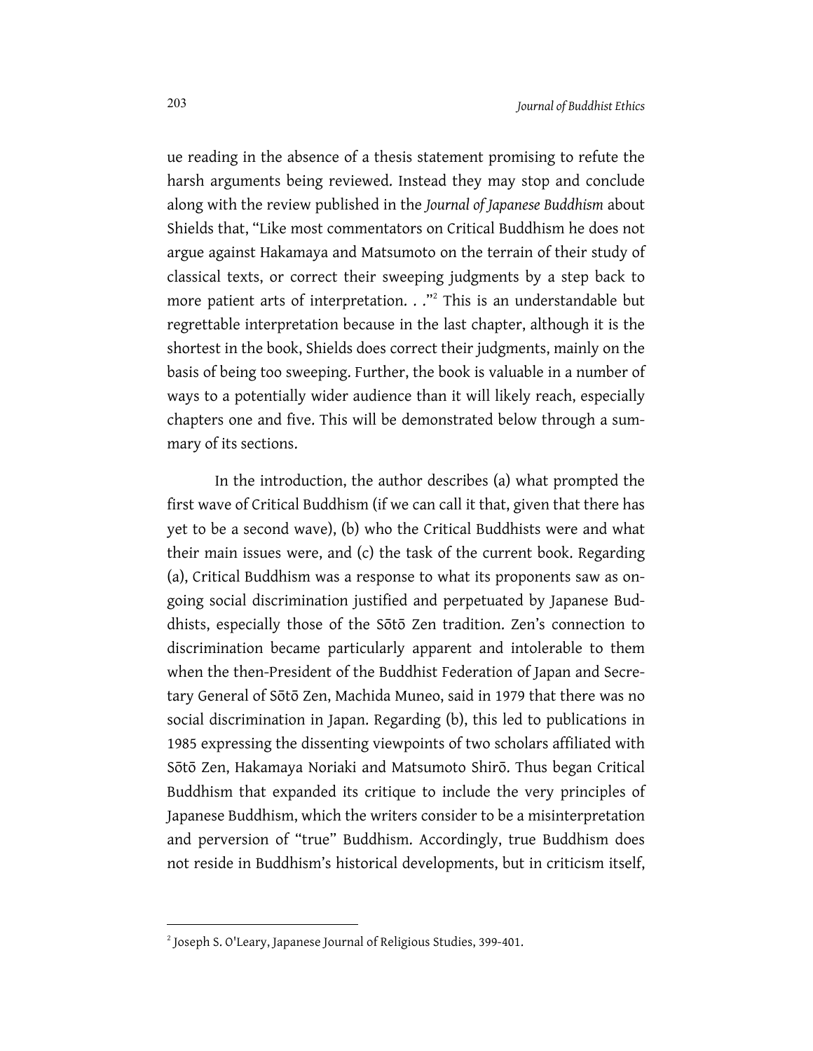ue reading in the absence of a thesis statement promising to refute the harsh arguments being reviewed. Instead they may stop and conclude along with the review published in the *Journal of Japanese Buddhism* about Shields that, "Like most commentators on Critical Buddhism he does not argue against Hakamaya and Matsumoto on the terrain of their study of classical texts, or correct their sweeping judgments by a step back to more patient arts of interpretation. . ."[2] This is an understandable but regrettable interpretation because in the last chapter, although it is the shortest in the book, Shields does correct their judgments, mainly on the basis of being too sweeping. Further, the book is valuable in a number of ways to a potentially wider audience than it will likely reach, especially chapters one and five. This will be demonstrated below through a summary of its sections.

In the introduction, the author describes (a) what prompted the first wave of Critical Buddhism (if we can call it that, given that there has yet to be a second wave), (b) who the Critical Buddhists were and what their main issues were, and (c) the task of the current book. Regarding (a), Critical Buddhism was a response to what its proponents saw as ongoing social discrimination justified and perpetuated by Japanese Buddhists, especially those of the Sōtō Zen tradition. Zen's connection to discrimination became particularly apparent and intolerable to them when the then-President of the Buddhist Federation of Japan and Secretary General of Sōtō Zen, Machida Muneo, said in 1979 that there was no social discrimination in Japan. Regarding (b), this led to publications in 1985 expressing the dissenting viewpoints of two scholars affiliated with Sōtō Zen, Hakamaya Noriaki and Matsumoto Shirō. Thus began Critical Buddhism that expanded its critique to include the very principles of Japanese Buddhism, which the writers consider to be a misinterpretation and perversion of "true" Buddhism. Accordingly, true Buddhism does not reside in Buddhism's historical developments, but in criticism itself,

---

[2] Joseph S. O'Leary, Japanese Journal of Religious Studies, 399-401.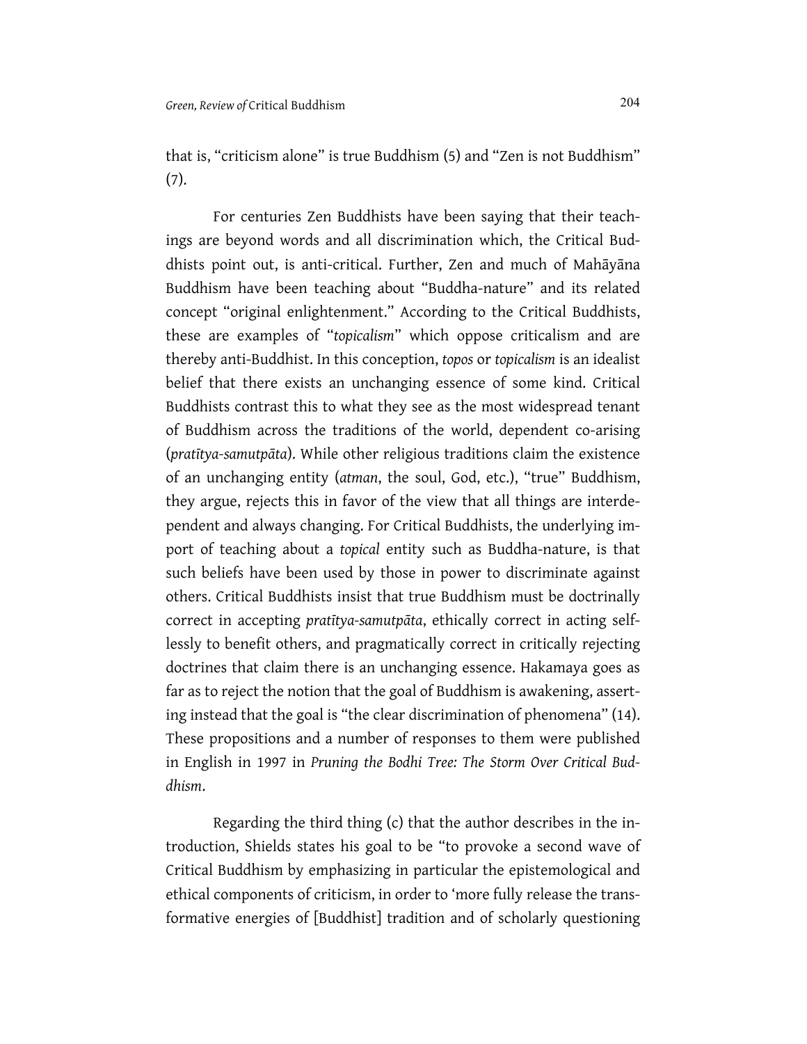that is, "criticism alone" is true Buddhism (5) and "Zen is not Buddhism" (7).

For centuries Zen Buddhists have been saying that their teachings are beyond words and all discrimination which, the Critical Buddhists point out, is anti-critical. Further, Zen and much of Mahāyāna Buddhism have been teaching about "Buddha-nature" and its related concept "original enlightenment." According to the Critical Buddhists, these are examples of "*topicalism*" which oppose criticalism and are thereby anti-Buddhist. In this conception, *topos* or *topicalism* is an idealist belief that there exists an unchanging essence of some kind. Critical Buddhists contrast this to what they see as the most widespread tenant of Buddhism across the traditions of the world, dependent co-arising (*pratītya-samutpāta*). While other religious traditions claim the existence of an unchanging entity (*atman*, the soul, God, etc.), "true" Buddhism, they argue, rejects this in favor of the view that all things are interdependent and always changing. For Critical Buddhists, the underlying import of teaching about a *topical* entity such as Buddha-nature, is that such beliefs have been used by those in power to discriminate against others. Critical Buddhists insist that true Buddhism must be doctrinally correct in accepting *pratītya-samutpāta*, ethically correct in acting selflessly to benefit others, and pragmatically correct in critically rejecting doctrines that claim there is an unchanging essence. Hakamaya goes as far as to reject the notion that the goal of Buddhism is awakening, asserting instead that the goal is "the clear discrimination of phenomena" (14). These propositions and a number of responses to them were published in English in 1997 in *Pruning the Bodhi Tree: The Storm Over Critical Buddhism*.

Regarding the third thing (c) that the author describes in the introduction, Shields states his goal to be "to provoke a second wave of Critical Buddhism by emphasizing in particular the epistemological and ethical components of criticism, in order to 'more fully release the transformative energies of [Buddhist] tradition and of scholarly questioning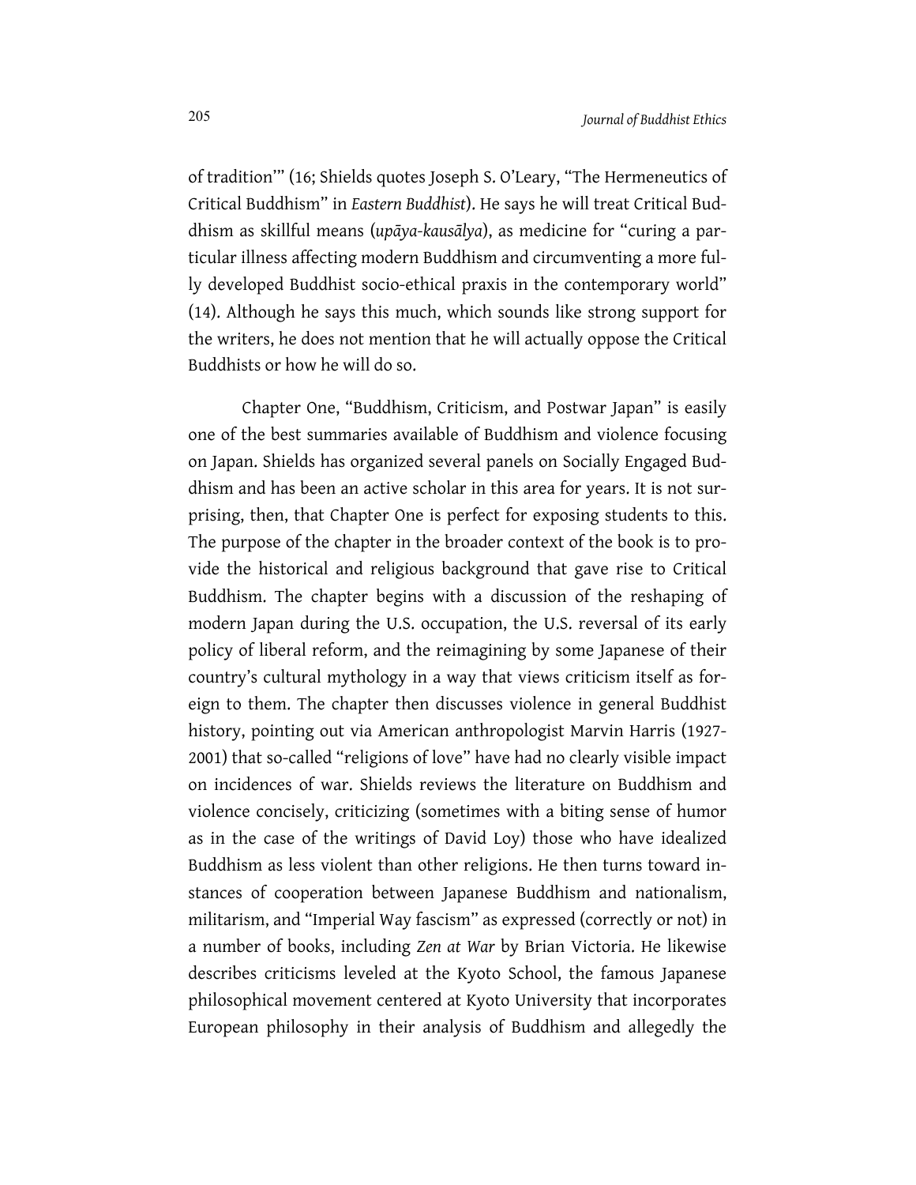of tradition'" (16; Shields quotes Joseph S. O'Leary, "The Hermeneutics of Critical Buddhism" in *Eastern Buddhist*). He says he will treat Critical Buddhism as skillful means (*upāya-kausālya*), as medicine for "curing a particular illness affecting modern Buddhism and circumventing a more fully developed Buddhist socio-ethical praxis in the contemporary world" (14). Although he says this much, which sounds like strong support for the writers, he does not mention that he will actually oppose the Critical Buddhists or how he will do so.

Chapter One, "Buddhism, Criticism, and Postwar Japan" is easily one of the best summaries available of Buddhism and violence focusing on Japan. Shields has organized several panels on Socially Engaged Buddhism and has been an active scholar in this area for years. It is not surprising, then, that Chapter One is perfect for exposing students to this. The purpose of the chapter in the broader context of the book is to provide the historical and religious background that gave rise to Critical Buddhism. The chapter begins with a discussion of the reshaping of modern Japan during the U.S. occupation, the U.S. reversal of its early policy of liberal reform, and the reimagining by some Japanese of their country's cultural mythology in a way that views criticism itself as foreign to them. The chapter then discusses violence in general Buddhist history, pointing out via American anthropologist Marvin Harris (1927-2001) that so-called "religions of love" have had no clearly visible impact on incidences of war. Shields reviews the literature on Buddhism and violence concisely, criticizing (sometimes with a biting sense of humor as in the case of the writings of David Loy) those who have idealized Buddhism as less violent than other religions. He then turns toward instances of cooperation between Japanese Buddhism and nationalism, militarism, and "Imperial Way fascism" as expressed (correctly or not) in a number of books, including *Zen at War* by Brian Victoria. He likewise describes criticisms leveled at the Kyoto School, the famous Japanese philosophical movement centered at Kyoto University that incorporates European philosophy in their analysis of Buddhism and allegedly the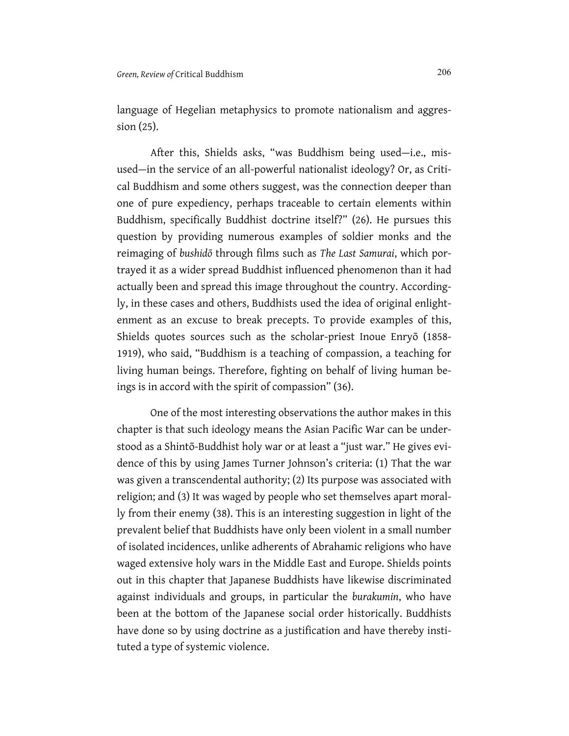language of Hegelian metaphysics to promote nationalism and aggression (25).

After this, Shields asks, "was Buddhism being used—i.e., misused—in the service of an all-powerful nationalist ideology? Or, as Critical Buddhism and some others suggest, was the connection deeper than one of pure expediency, perhaps traceable to certain elements within Buddhism, specifically Buddhist doctrine itself?" (26). He pursues this question by providing numerous examples of soldier monks and the reimaging of *bushidō* through films such as *The Last Samurai*, which portrayed it as a wider spread Buddhist influenced phenomenon than it had actually been and spread this image throughout the country. Accordingly, in these cases and others, Buddhists used the idea of original enlightenment as an excuse to break precepts. To provide examples of this, Shields quotes sources such as the scholar-priest Inoue Enryō (1858-1919), who said, "Buddhism is a teaching of compassion, a teaching for living human beings. Therefore, fighting on behalf of living human beings is in accord with the spirit of compassion" (36).

One of the most interesting observations the author makes in this chapter is that such ideology means the Asian Pacific War can be understood as a Shintō-Buddhist holy war or at least a "just war." He gives evidence of this by using James Turner Johnson's criteria: (1) That the war was given a transcendental authority; (2) Its purpose was associated with religion; and (3) It was waged by people who set themselves apart morally from their enemy (38). This is an interesting suggestion in light of the prevalent belief that Buddhists have only been violent in a small number of isolated incidences, unlike adherents of Abrahamic religions who have waged extensive holy wars in the Middle East and Europe. Shields points out in this chapter that Japanese Buddhists have likewise discriminated against individuals and groups, in particular the *burakumin*, who have been at the bottom of the Japanese social order historically. Buddhists have done so by using doctrine as a justification and have thereby instituted a type of systemic violence.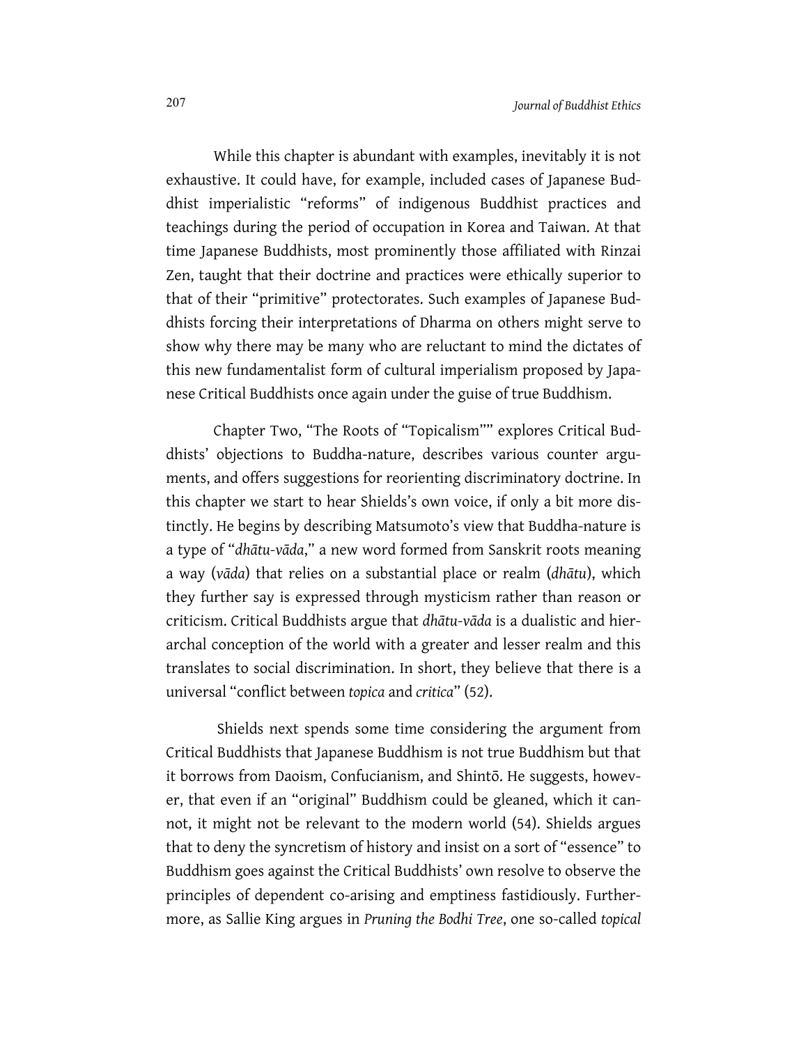While this chapter is abundant with examples, inevitably it is not exhaustive. It could have, for example, included cases of Japanese Buddhist imperialistic "reforms" of indigenous Buddhist practices and teachings during the period of occupation in Korea and Taiwan. At that time Japanese Buddhists, most prominently those affiliated with Rinzai Zen, taught that their doctrine and practices were ethically superior to that of their "primitive" protectorates. Such examples of Japanese Buddhists forcing their interpretations of Dharma on others might serve to show why there may be many who are reluctant to mind the dictates of this new fundamentalist form of cultural imperialism proposed by Japanese Critical Buddhists once again under the guise of true Buddhism.

Chapter Two, "The Roots of "Topicalism"" explores Critical Buddhists' objections to Buddha-nature, describes various counter arguments, and offers suggestions for reorienting discriminatory doctrine. In this chapter we start to hear Shields's own voice, if only a bit more distinctly. He begins by describing Matsumoto's view that Buddha-nature is a type of "*dhātu-vāda*," a new word formed from Sanskrit roots meaning a way (*vāda*) that relies on a substantial place or realm (*dhātu*), which they further say is expressed through mysticism rather than reason or criticism. Critical Buddhists argue that *dhātu-vāda* is a dualistic and hierarchal conception of the world with a greater and lesser realm and this translates to social discrimination. In short, they believe that there is a universal "conflict between *topica* and *critica*" (52).

Shields next spends some time considering the argument from Critical Buddhists that Japanese Buddhism is not true Buddhism but that it borrows from Daoism, Confucianism, and Shintō. He suggests, however, that even if an "original" Buddhism could be gleaned, which it cannot, it might not be relevant to the modern world (54). Shields argues that to deny the syncretism of history and insist on a sort of "essence" to Buddhism goes against the Critical Buddhists' own resolve to observe the principles of dependent co-arising and emptiness fastidiously. Furthermore, as Sallie King argues in *Pruning the Bodhi Tree*, one so-called *topical*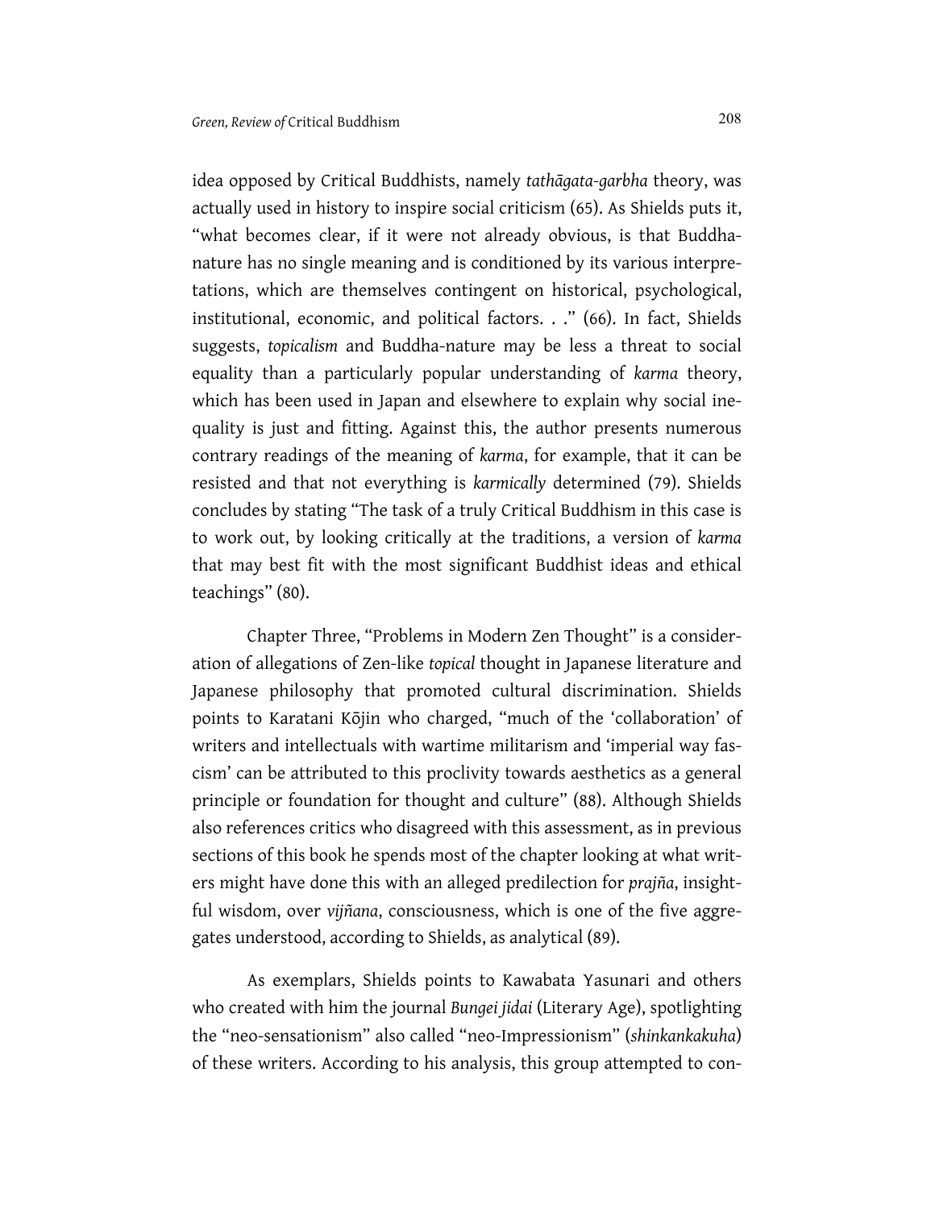idea opposed by Critical Buddhists, namely *tathāgata-garbha* theory, was actually used in history to inspire social criticism (65). As Shields puts it, "what becomes clear, if it were not already obvious, is that Buddha-nature has no single meaning and is conditioned by its various interpretations, which are themselves contingent on historical, psychological, institutional, economic, and political factors. . ." (66). In fact, Shields suggests, *topicalism* and Buddha-nature may be less a threat to social equality than a particularly popular understanding of *karma* theory, which has been used in Japan and elsewhere to explain why social inequality is just and fitting. Against this, the author presents numerous contrary readings of the meaning of *karma*, for example, that it can be resisted and that not everything is *karmically* determined (79). Shields concludes by stating "The task of a truly Critical Buddhism in this case is to work out, by looking critically at the traditions, a version of *karma* that may best fit with the most significant Buddhist ideas and ethical teachings" (80).

Chapter Three, "Problems in Modern Zen Thought" is a consideration of allegations of Zen-like *topical* thought in Japanese literature and Japanese philosophy that promoted cultural discrimination. Shields points to Karatani Kōjin who charged, "much of the 'collaboration' of writers and intellectuals with wartime militarism and 'imperial way fascism' can be attributed to this proclivity towards aesthetics as a general principle or foundation for thought and culture" (88). Although Shields also references critics who disagreed with this assessment, as in previous sections of this book he spends most of the chapter looking at what writers might have done this with an alleged predilection for *prajña*, insightful wisdom, over *vijñana*, consciousness, which is one of the five aggregates understood, according to Shields, as analytical (89).

As exemplars, Shields points to Kawabata Yasunari and others who created with him the journal *Bungei jidai* (Literary Age), spotlighting the "neo-sensationism" also called "neo-Impressionism" (*shinkankakuha*) of these writers. According to his analysis, this group attempted to con-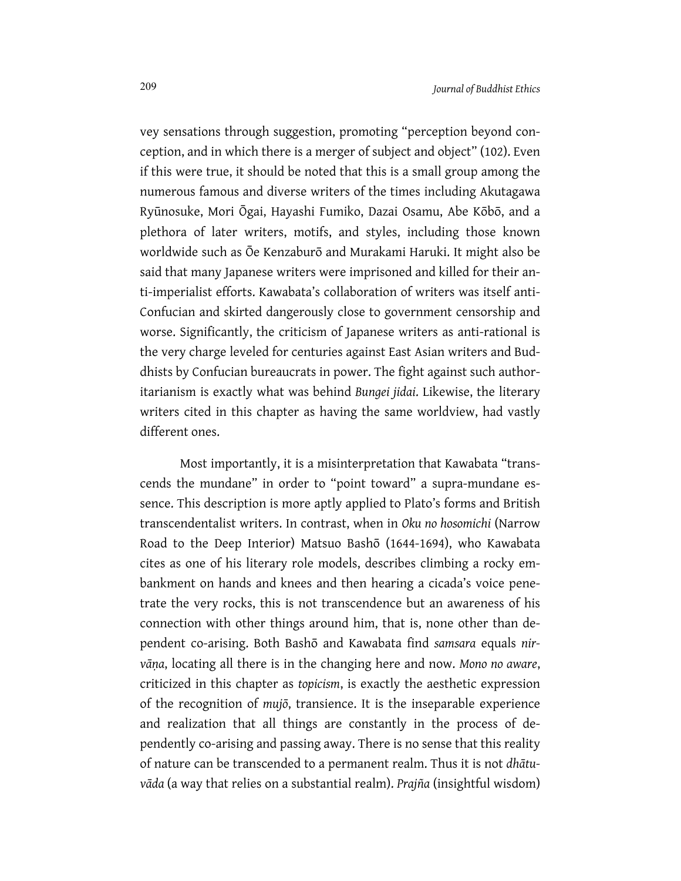vey sensations through suggestion, promoting "perception beyond conception, and in which there is a merger of subject and object" (102). Even if this were true, it should be noted that this is a small group among the numerous famous and diverse writers of the times including Akutagawa Ryūnosuke, Mori Ōgai, Hayashi Fumiko, Dazai Osamu, Abe Kōbō, and a plethora of later writers, motifs, and styles, including those known worldwide such as Ōe Kenzaburō and Murakami Haruki. It might also be said that many Japanese writers were imprisoned and killed for their anti-imperialist efforts. Kawabata's collaboration of writers was itself anti-Confucian and skirted dangerously close to government censorship and worse. Significantly, the criticism of Japanese writers as anti-rational is the very charge leveled for centuries against East Asian writers and Buddhists by Confucian bureaucrats in power. The fight against such authoritarianism is exactly what was behind *Bungei jidai*. Likewise, the literary writers cited in this chapter as having the same worldview, had vastly different ones.

Most importantly, it is a misinterpretation that Kawabata "transcends the mundane" in order to "point toward" a supra-mundane essence. This description is more aptly applied to Plato's forms and British transcendentalist writers. In contrast, when in *Oku no hosomichi* (Narrow Road to the Deep Interior) Matsuo Bashō (1644-1694), who Kawabata cites as one of his literary role models, describes climbing a rocky embankment on hands and knees and then hearing a cicada's voice penetrate the very rocks, this is not transcendence but an awareness of his connection with other things around him, that is, none other than dependent co-arising. Both Bashō and Kawabata find *samsara* equals *nirvāṇa*, locating all there is in the changing here and now. *Mono no aware*, criticized in this chapter as *topicism*, is exactly the aesthetic expression of the recognition of *mujō*, transience. It is the inseparable experience and realization that all things are constantly in the process of dependently co-arising and passing away. There is no sense that this reality of nature can be transcended to a permanent realm. Thus it is not *dhātuvāda* (a way that relies on a substantial realm). *Prajña* (insightful wisdom)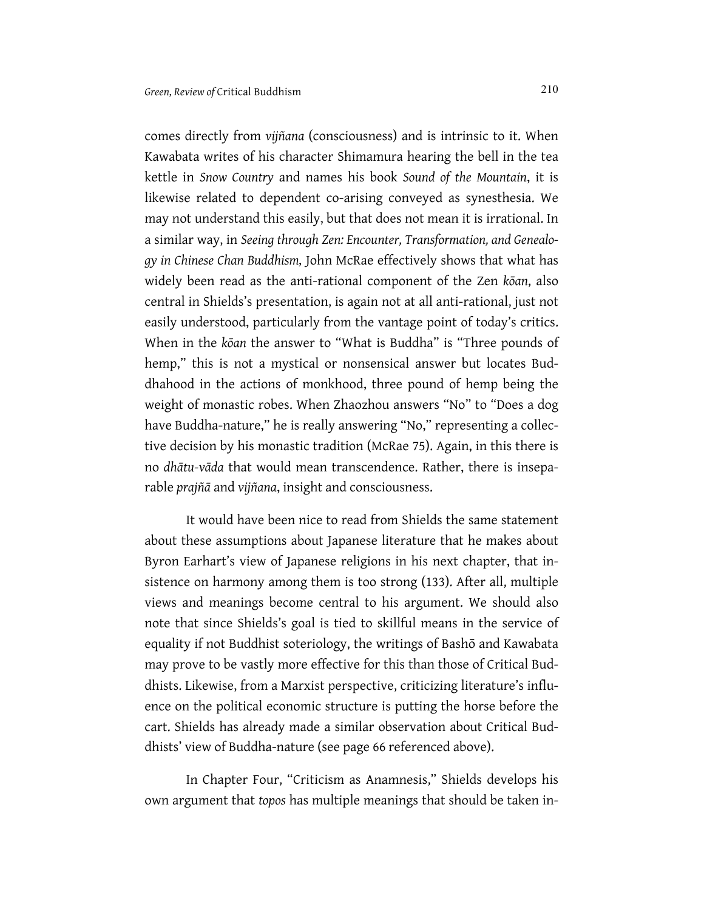comes directly from *vijñana* (consciousness) and is intrinsic to it. When Kawabata writes of his character Shimamura hearing the bell in the tea kettle in *Snow Country* and names his book *Sound of the Mountain*, it is likewise related to dependent co-arising conveyed as synesthesia. We may not understand this easily, but that does not mean it is irrational. In a similar way, in *Seeing through Zen: Encounter, Transformation, and Genealogy in Chinese Chan Buddhism,* John McRae effectively shows that what has widely been read as the anti-rational component of the Zen *kōan*, also central in Shields's presentation, is again not at all anti-rational, just not easily understood, particularly from the vantage point of today's critics. When in the *kōan* the answer to "What is Buddha" is "Three pounds of hemp," this is not a mystical or nonsensical answer but locates Buddhahood in the actions of monkhood, three pound of hemp being the weight of monastic robes. When Zhaozhou answers "No" to "Does a dog have Buddha-nature," he is really answering "No," representing a collective decision by his monastic tradition (McRae 75). Again, in this there is no *dhātu-vāda* that would mean transcendence. Rather, there is inseparable *prajñā* and *vijñana*, insight and consciousness.

It would have been nice to read from Shields the same statement about these assumptions about Japanese literature that he makes about Byron Earhart's view of Japanese religions in his next chapter, that insistence on harmony among them is too strong (133). After all, multiple views and meanings become central to his argument. We should also note that since Shields's goal is tied to skillful means in the service of equality if not Buddhist soteriology, the writings of Bashō and Kawabata may prove to be vastly more effective for this than those of Critical Buddhists. Likewise, from a Marxist perspective, criticizing literature's influence on the political economic structure is putting the horse before the cart. Shields has already made a similar observation about Critical Buddhists' view of Buddha-nature (see page 66 referenced above).

In Chapter Four, "Criticism as Anamnesis," Shields develops his own argument that *topos* has multiple meanings that should be taken in-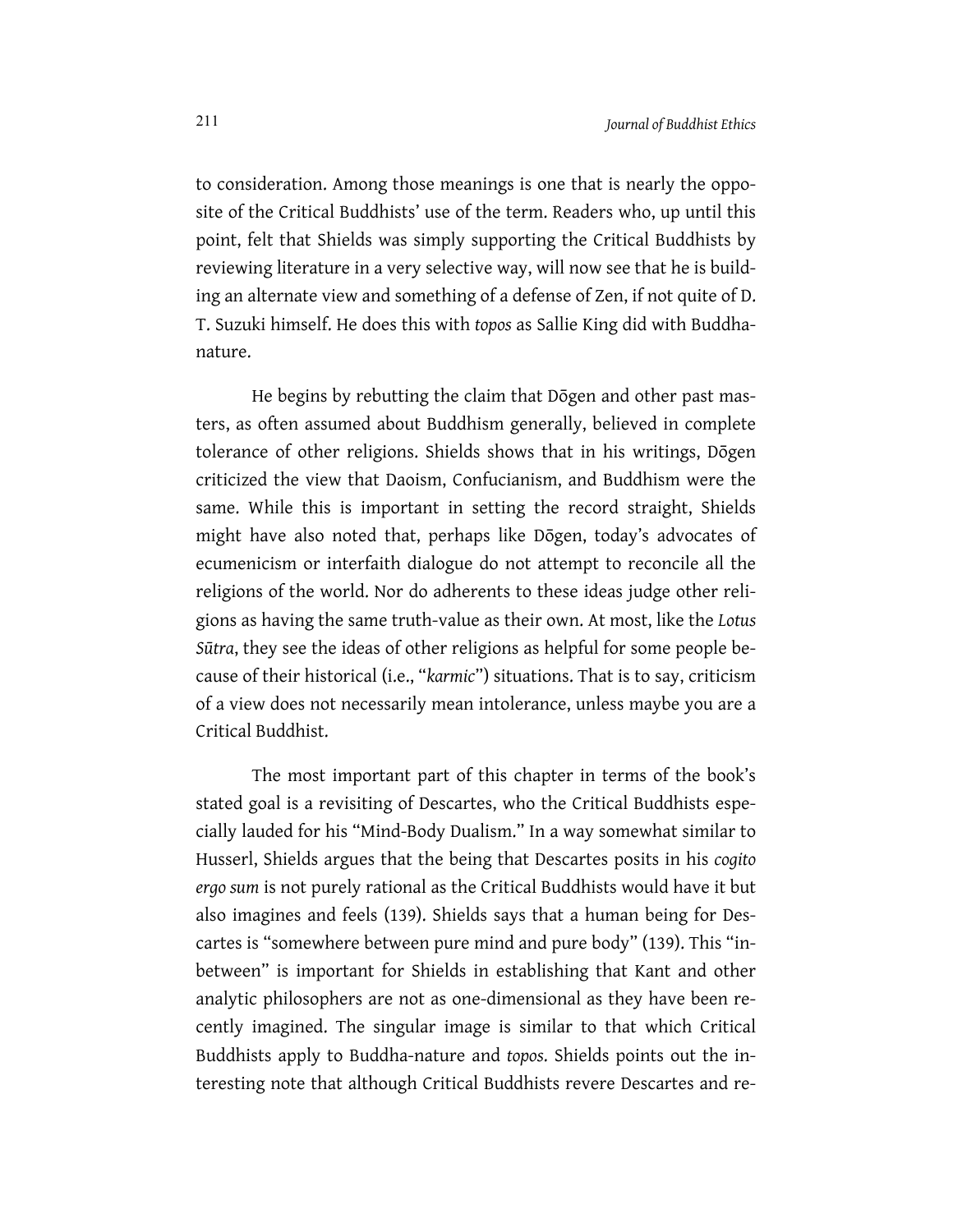to consideration. Among those meanings is one that is nearly the opposite of the Critical Buddhists' use of the term. Readers who, up until this point, felt that Shields was simply supporting the Critical Buddhists by reviewing literature in a very selective way, will now see that he is building an alternate view and something of a defense of Zen, if not quite of D. T. Suzuki himself. He does this with *topos* as Sallie King did with Buddha-nature.

He begins by rebutting the claim that Dōgen and other past masters, as often assumed about Buddhism generally, believed in complete tolerance of other religions. Shields shows that in his writings, Dōgen criticized the view that Daoism, Confucianism, and Buddhism were the same. While this is important in setting the record straight, Shields might have also noted that, perhaps like Dōgen, today's advocates of ecumenicism or interfaith dialogue do not attempt to reconcile all the religions of the world. Nor do adherents to these ideas judge other religions as having the same truth-value as their own. At most, like the *Lotus Sūtra*, they see the ideas of other religions as helpful for some people because of their historical (i.e., "*karmic*") situations. That is to say, criticism of a view does not necessarily mean intolerance, unless maybe you are a Critical Buddhist.

The most important part of this chapter in terms of the book's stated goal is a revisiting of Descartes, who the Critical Buddhists especially lauded for his "Mind-Body Dualism." In a way somewhat similar to Husserl, Shields argues that the being that Descartes posits in his *cogito ergo sum* is not purely rational as the Critical Buddhists would have it but also imagines and feels (139). Shields says that a human being for Descartes is "somewhere between pure mind and pure body" (139). This "in-between" is important for Shields in establishing that Kant and other analytic philosophers are not as one-dimensional as they have been recently imagined. The singular image is similar to that which Critical Buddhists apply to Buddha-nature and *topos*. Shields points out the interesting note that although Critical Buddhists revere Descartes and re-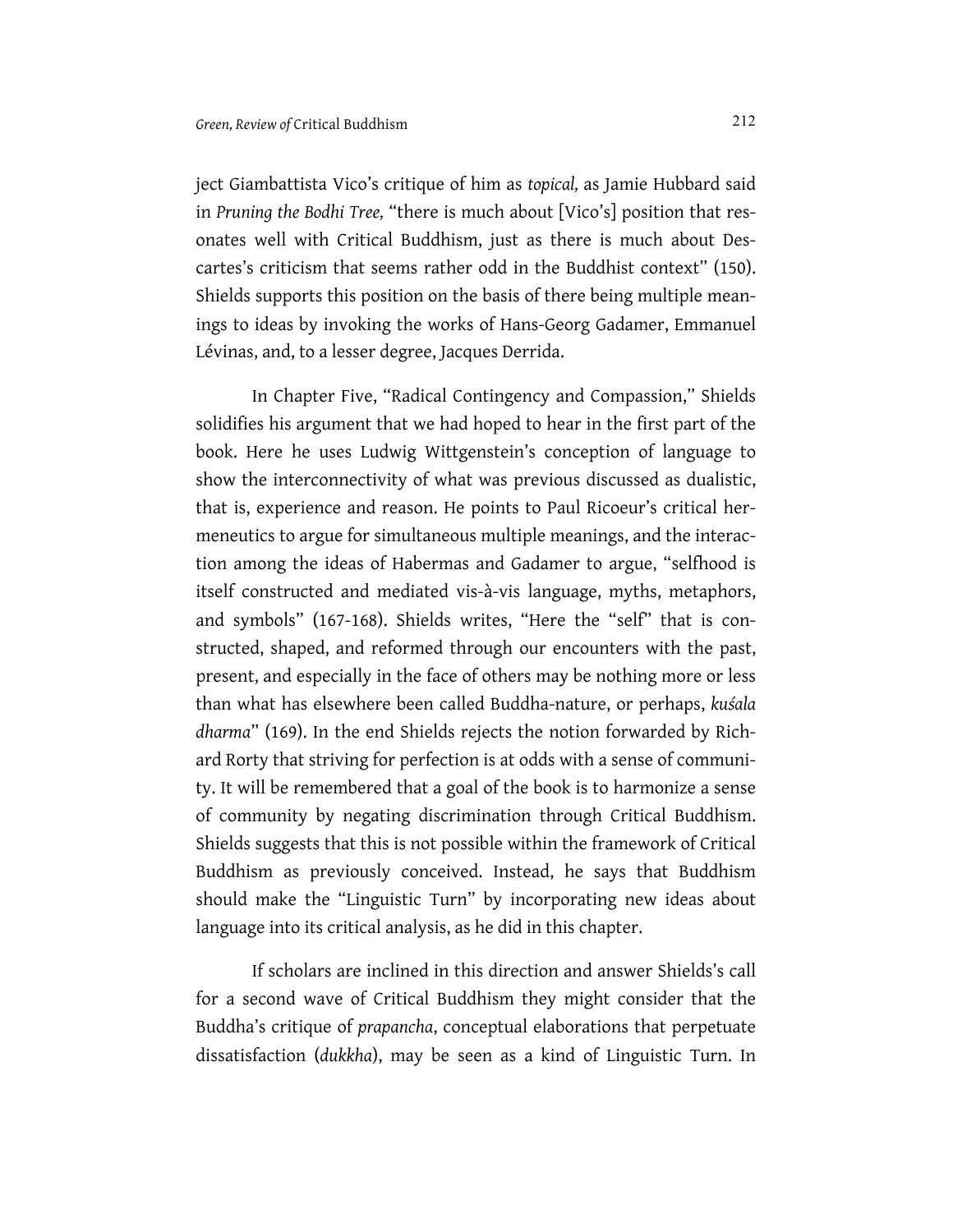ject Giambattista Vico's critique of him as *topical,* as Jamie Hubbard said in *Pruning the Bodhi Tree,* "there is much about [Vico's] position that resonates well with Critical Buddhism, just as there is much about Descartes's criticism that seems rather odd in the Buddhist context" (150). Shields supports this position on the basis of there being multiple meanings to ideas by invoking the works of Hans-Georg Gadamer, Emmanuel Lévinas, and, to a lesser degree, Jacques Derrida.

In Chapter Five, "Radical Contingency and Compassion," Shields solidifies his argument that we had hoped to hear in the first part of the book. Here he uses Ludwig Wittgenstein's conception of language to show the interconnectivity of what was previous discussed as dualistic, that is, experience and reason. He points to Paul Ricoeur's critical hermeneutics to argue for simultaneous multiple meanings, and the interaction among the ideas of Habermas and Gadamer to argue, "selfhood is itself constructed and mediated vis-à-vis language, myths, metaphors, and symbols" (167-168). Shields writes, "Here the "self" that is constructed, shaped, and reformed through our encounters with the past, present, and especially in the face of others may be nothing more or less than what has elsewhere been called Buddha-nature, or perhaps, *kuśala dharma*" (169). In the end Shields rejects the notion forwarded by Richard Rorty that striving for perfection is at odds with a sense of community. It will be remembered that a goal of the book is to harmonize a sense of community by negating discrimination through Critical Buddhism. Shields suggests that this is not possible within the framework of Critical Buddhism as previously conceived. Instead, he says that Buddhism should make the "Linguistic Turn" by incorporating new ideas about language into its critical analysis, as he did in this chapter.

If scholars are inclined in this direction and answer Shields's call for a second wave of Critical Buddhism they might consider that the Buddha's critique of *prapancha*, conceptual elaborations that perpetuate dissatisfaction (*dukkha*), may be seen as a kind of Linguistic Turn. In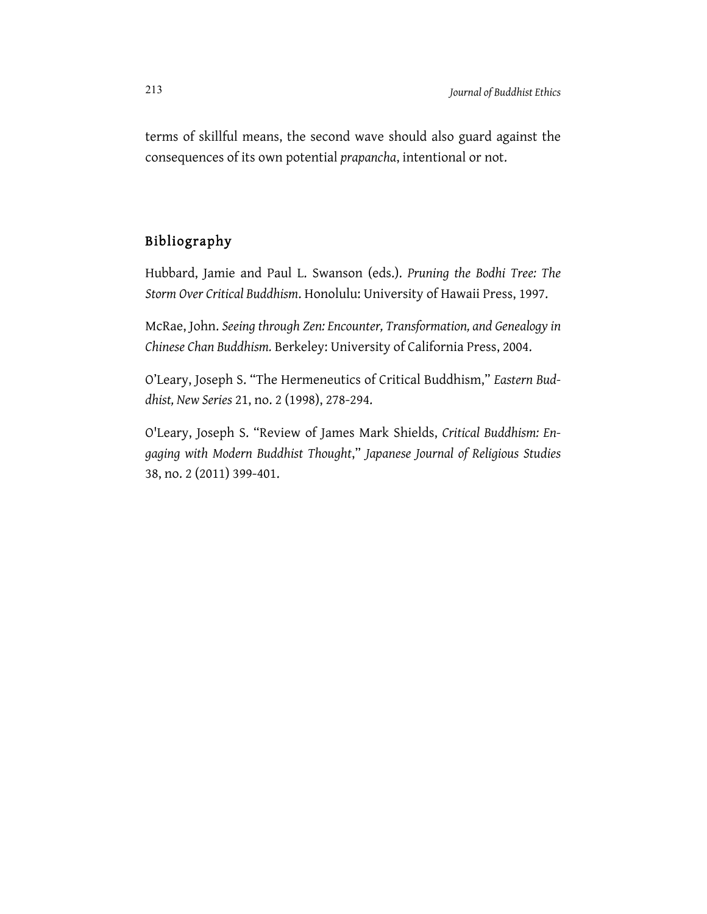terms of skillful means, the second wave should also guard against the consequences of its own potential *prapancha*, intentional or not.

## Bibliography

Hubbard, Jamie and Paul L. Swanson (eds.). *Pruning the Bodhi Tree: The Storm Over Critical Buddhism*. Honolulu: University of Hawaii Press, 1997.

McRae, John. *Seeing through Zen: Encounter, Transformation, and Genealogy in Chinese Chan Buddhism.* Berkeley: University of California Press, 2004.

O'Leary, Joseph S. "The Hermeneutics of Critical Buddhism," *Eastern Buddhist, New Series* 21, no. 2 (1998), 278-294.

O'Leary, Joseph S. "Review of James Mark Shields, *Critical Buddhism: Engaging with Modern Buddhist Thought*," *Japanese Journal of Religious Studies* 38, no. 2 (2011) 399-401.